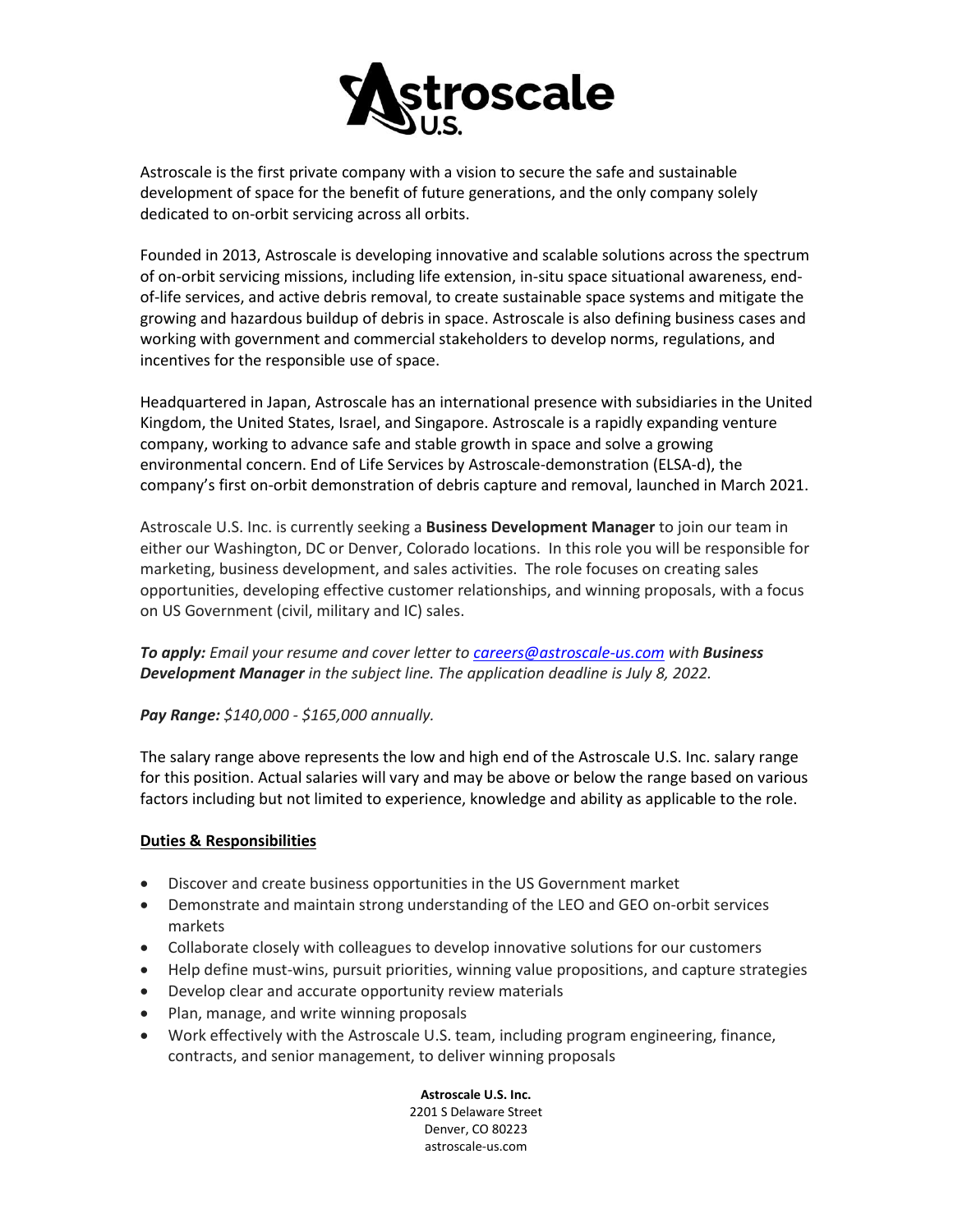Astroscale is the first private company with a vision to secure the safe and sustainable development of space for the benefit of future generations, and the only company solely dedicated to on-orbit servicing across all orbits.

Founded in 2013, Astroscale is developing innovative and scalable solutions across the spectrum of on-orbit servicing missions, including life extension, in-situ space situational awareness, end-of-life services, and active debris removal, to create sustainable space systems and mitigate the growing and hazardous buildup of debris in space. Astroscale is also defining business cases and working with government and commercial stakeholders to develop norms, regulations, and incentives for the responsible use of space.

Headquartered in Japan, Astroscale has an international presence with subsidiaries in the United Kingdom, the United States, Israel, and Singapore. Astroscale is a rapidly expanding venture company, working to advance safe and stable growth in space and solve a growing environmental concern. End of Life Services by Astroscale-demonstration (ELSA-d), the company's first on-orbit demonstration of debris capture and removal, launched in March 2021.

Astroscale U.S. Inc. is currently seeking a **Business Development Manager** to join our team in either our Washington, DC or Denver, Colorado locations. In this role you will be responsible for marketing, business development, and sales activities. The role focuses on creating sales opportunities, developing effective customer relationships, and winning proposals, with a focus on US Government (civil, military and IC) sales.

***To apply:*** *Email your resume and cover letter to [careers@astroscale-us.com](mailto:careers@astroscale-us.com) with* ***Business Development Manager*** *in the subject line. The application deadline is July 8, 2022.*

***Pay Range:*** *$140,000 - $165,000 annually.*

The salary range above represents the low and high end of the Astroscale U.S. Inc. salary range for this position. Actual salaries will vary and may be above or below the range based on various factors including but not limited to experience, knowledge and ability as applicable to the role.

## Duties & Responsibilities

- Discover and create business opportunities in the US Government market
- Demonstrate and maintain strong understanding of the LEO and GEO on-orbit services markets
- Collaborate closely with colleagues to develop innovative solutions for our customers
- Help define must-wins, pursuit priorities, winning value propositions, and capture strategies
- Develop clear and accurate opportunity review materials
- Plan, manage, and write winning proposals
- Work effectively with the Astroscale U.S. team, including program engineering, finance, contracts, and senior management, to deliver winning proposals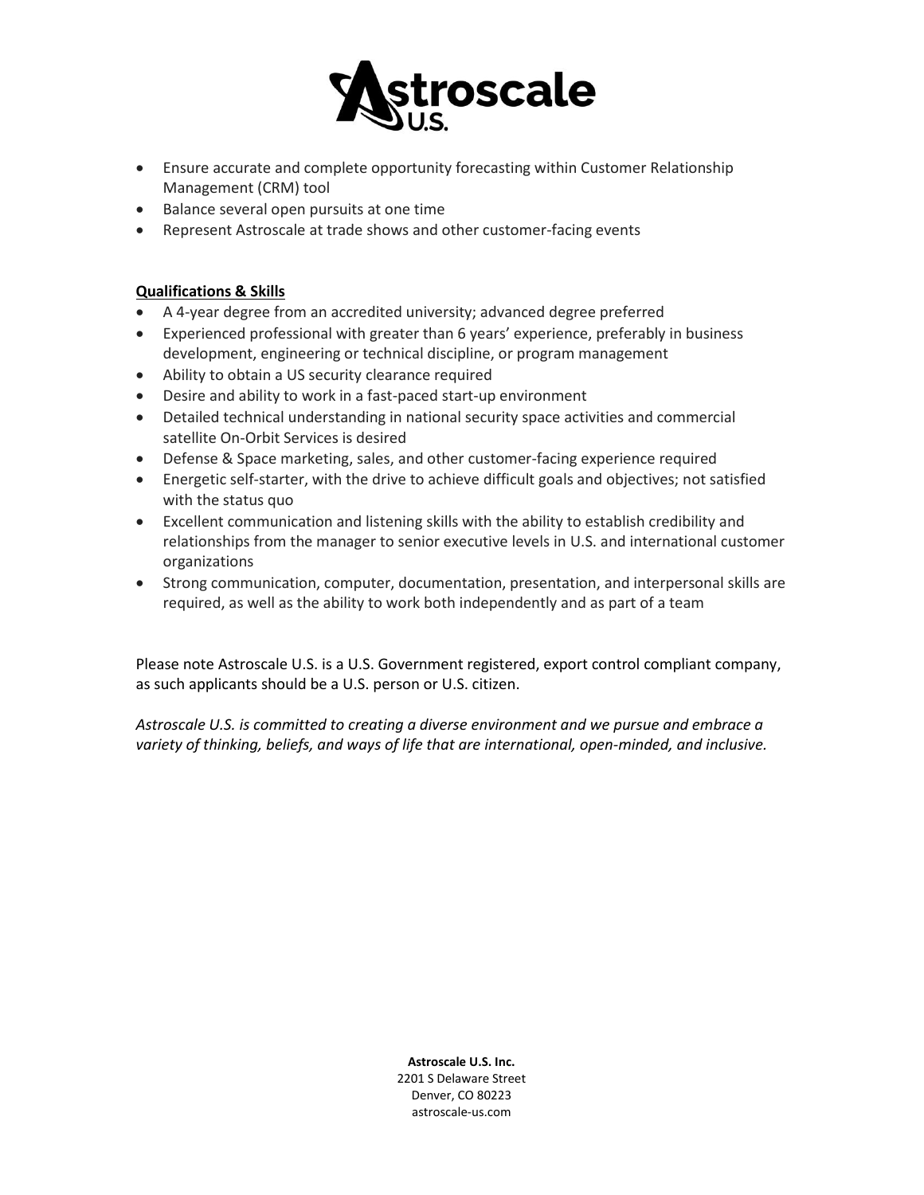- Ensure accurate and complete opportunity forecasting within Customer Relationship Management (CRM) tool
- Balance several open pursuits at one time
- Represent Astroscale at trade shows and other customer-facing events

**Qualifications & Skills**

- A 4-year degree from an accredited university; advanced degree preferred
- Experienced professional with greater than 6 years' experience, preferably in business development, engineering or technical discipline, or program management
- Ability to obtain a US security clearance required
- Desire and ability to work in a fast-paced start-up environment
- Detailed technical understanding in national security space activities and commercial satellite On-Orbit Services is desired
- Defense & Space marketing, sales, and other customer-facing experience required
- Energetic self-starter, with the drive to achieve difficult goals and objectives; not satisfied with the status quo
- Excellent communication and listening skills with the ability to establish credibility and relationships from the manager to senior executive levels in U.S. and international customer organizations
- Strong communication, computer, documentation, presentation, and interpersonal skills are required, as well as the ability to work both independently and as part of a team

Please note Astroscale U.S. is a U.S. Government registered, export control compliant company, as such applicants should be a U.S. person or U.S. citizen.

*Astroscale U.S. is committed to creating a diverse environment and we pursue and embrace a variety of thinking, beliefs, and ways of life that are international, open-minded, and inclusive.*